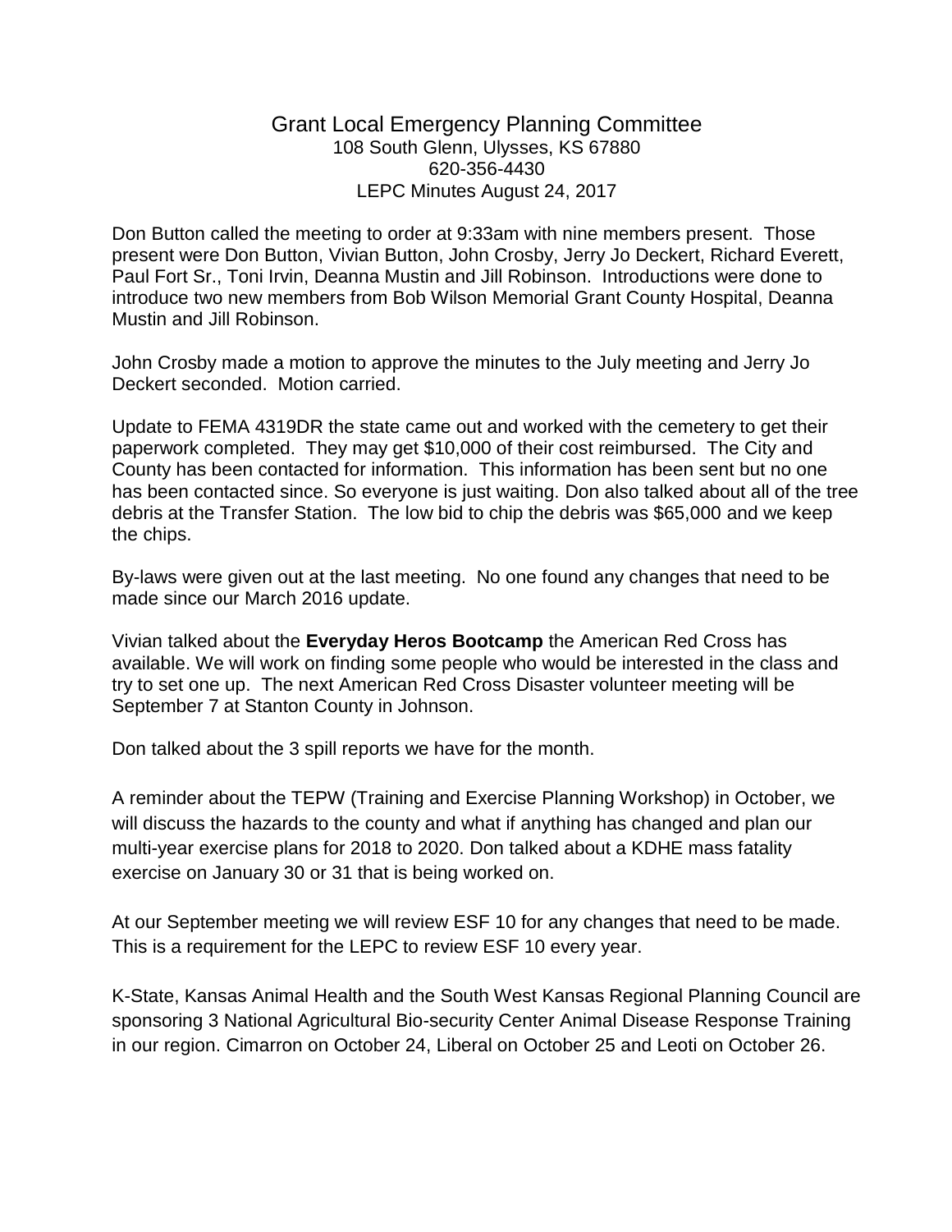# Grant Local Emergency Planning Committee

108 South Glenn, Ulysses, KS 67880
620-356-4430
LEPC Minutes August 24, 2017

Don Button called the meeting to order at 9:33am with nine members present. Those present were Don Button, Vivian Button, John Crosby, Jerry Jo Deckert, Richard Everett, Paul Fort Sr., Toni Irvin, Deanna Mustin and Jill Robinson. Introductions were done to introduce two new members from Bob Wilson Memorial Grant County Hospital, Deanna Mustin and Jill Robinson.

John Crosby made a motion to approve the minutes to the July meeting and Jerry Jo Deckert seconded. Motion carried.

Update to FEMA 4319DR the state came out and worked with the cemetery to get their paperwork completed. They may get $10,000 of their cost reimbursed. The City and County has been contacted for information. This information has been sent but no one has been contacted since. So everyone is just waiting. Don also talked about all of the tree debris at the Transfer Station. The low bid to chip the debris was $65,000 and we keep the chips.

By-laws were given out at the last meeting. No one found any changes that need to be made since our March 2016 update.

Vivian talked about the **Everyday Heros Bootcamp** the American Red Cross has available. We will work on finding some people who would be interested in the class and try to set one up. The next American Red Cross Disaster volunteer meeting will be September 7 at Stanton County in Johnson.

Don talked about the 3 spill reports we have for the month.

A reminder about the TEPW (Training and Exercise Planning Workshop) in October, we will discuss the hazards to the county and what if anything has changed and plan our multi-year exercise plans for 2018 to 2020. Don talked about a KDHE mass fatality exercise on January 30 or 31 that is being worked on.

At our September meeting we will review ESF 10 for any changes that need to be made. This is a requirement for the LEPC to review ESF 10 every year.

K-State, Kansas Animal Health and the South West Kansas Regional Planning Council are sponsoring 3 National Agricultural Bio-security Center Animal Disease Response Training in our region. Cimarron on October 24, Liberal on October 25 and Leoti on October 26.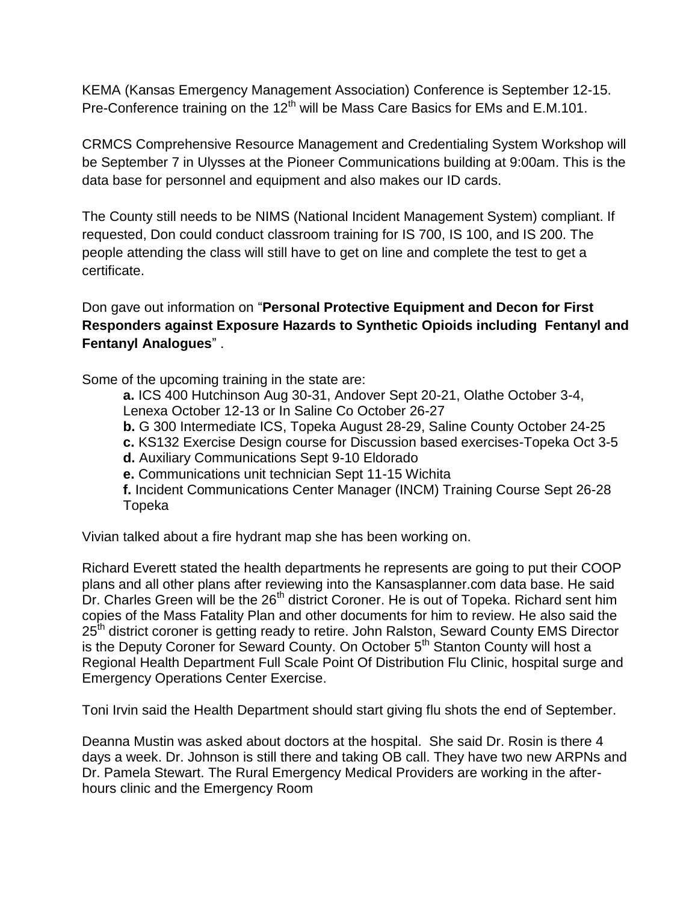KEMA (Kansas Emergency Management Association) Conference is September 12-15. Pre-Conference training on the 12th will be Mass Care Basics for EMs and E.M.101.

CRMCS Comprehensive Resource Management and Credentialing System Workshop will be September 7 in Ulysses at the Pioneer Communications building at 9:00am. This is the data base for personnel and equipment and also makes our ID cards.

The County still needs to be NIMS (National Incident Management System) compliant. If requested, Don could conduct classroom training for IS 700, IS 100, and IS 200. The people attending the class will still have to get on line and complete the test to get a certificate.

Don gave out information on "**Personal Protective Equipment and Decon for First Responders against Exposure Hazards to Synthetic Opioids including Fentanyl and Fentanyl Analogues**" .

Some of the upcoming training in the state are:

**a.** ICS 400 Hutchinson Aug 30-31, Andover Sept 20-21, Olathe October 3-4, Lenexa October 12-13 or In Saline Co October 26-27
**b.** G 300 Intermediate ICS, Topeka August 28-29, Saline County October 24-25
**c.** KS132 Exercise Design course for Discussion based exercises-Topeka Oct 3-5
**d.** Auxiliary Communications Sept 9-10 Eldorado
**e.** Communications unit technician Sept 11-15 Wichita
**f.** Incident Communications Center Manager (INCM) Training Course Sept 26-28 Topeka

Vivian talked about a fire hydrant map she has been working on.

Richard Everett stated the health departments he represents are going to put their COOP plans and all other plans after reviewing into the Kansasplanner.com data base. He said Dr. Charles Green will be the 26th district Coroner. He is out of Topeka. Richard sent him copies of the Mass Fatality Plan and other documents for him to review. He also said the 25th district coroner is getting ready to retire. John Ralston, Seward County EMS Director is the Deputy Coroner for Seward County. On October 5th Stanton County will host a Regional Health Department Full Scale Point Of Distribution Flu Clinic, hospital surge and Emergency Operations Center Exercise.

Toni Irvin said the Health Department should start giving flu shots the end of September.

Deanna Mustin was asked about doctors at the hospital. She said Dr. Rosin is there 4 days a week. Dr. Johnson is still there and taking OB call. They have two new ARPNs and Dr. Pamela Stewart. The Rural Emergency Medical Providers are working in the after-hours clinic and the Emergency Room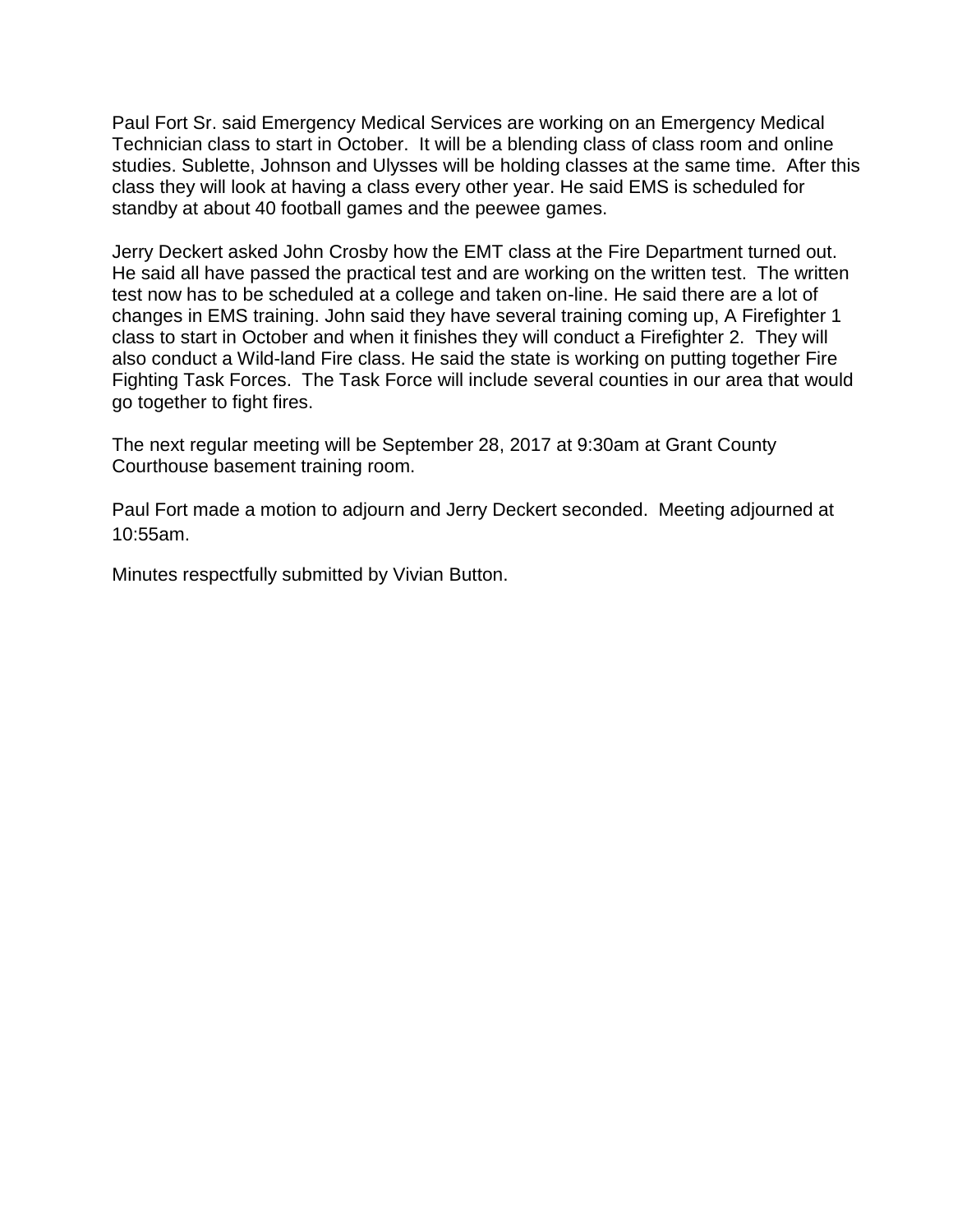Paul Fort Sr. said Emergency Medical Services are working on an Emergency Medical Technician class to start in October. It will be a blending class of class room and online studies. Sublette, Johnson and Ulysses will be holding classes at the same time. After this class they will look at having a class every other year. He said EMS is scheduled for standby at about 40 football games and the peewee games.

Jerry Deckert asked John Crosby how the EMT class at the Fire Department turned out. He said all have passed the practical test and are working on the written test. The written test now has to be scheduled at a college and taken on-line. He said there are a lot of changes in EMS training. John said they have several training coming up, A Firefighter 1 class to start in October and when it finishes they will conduct a Firefighter 2. They will also conduct a Wild-land Fire class. He said the state is working on putting together Fire Fighting Task Forces. The Task Force will include several counties in our area that would go together to fight fires.

The next regular meeting will be September 28, 2017 at 9:30am at Grant County Courthouse basement training room.

Paul Fort made a motion to adjourn and Jerry Deckert seconded. Meeting adjourned at 10:55am.

Minutes respectfully submitted by Vivian Button.